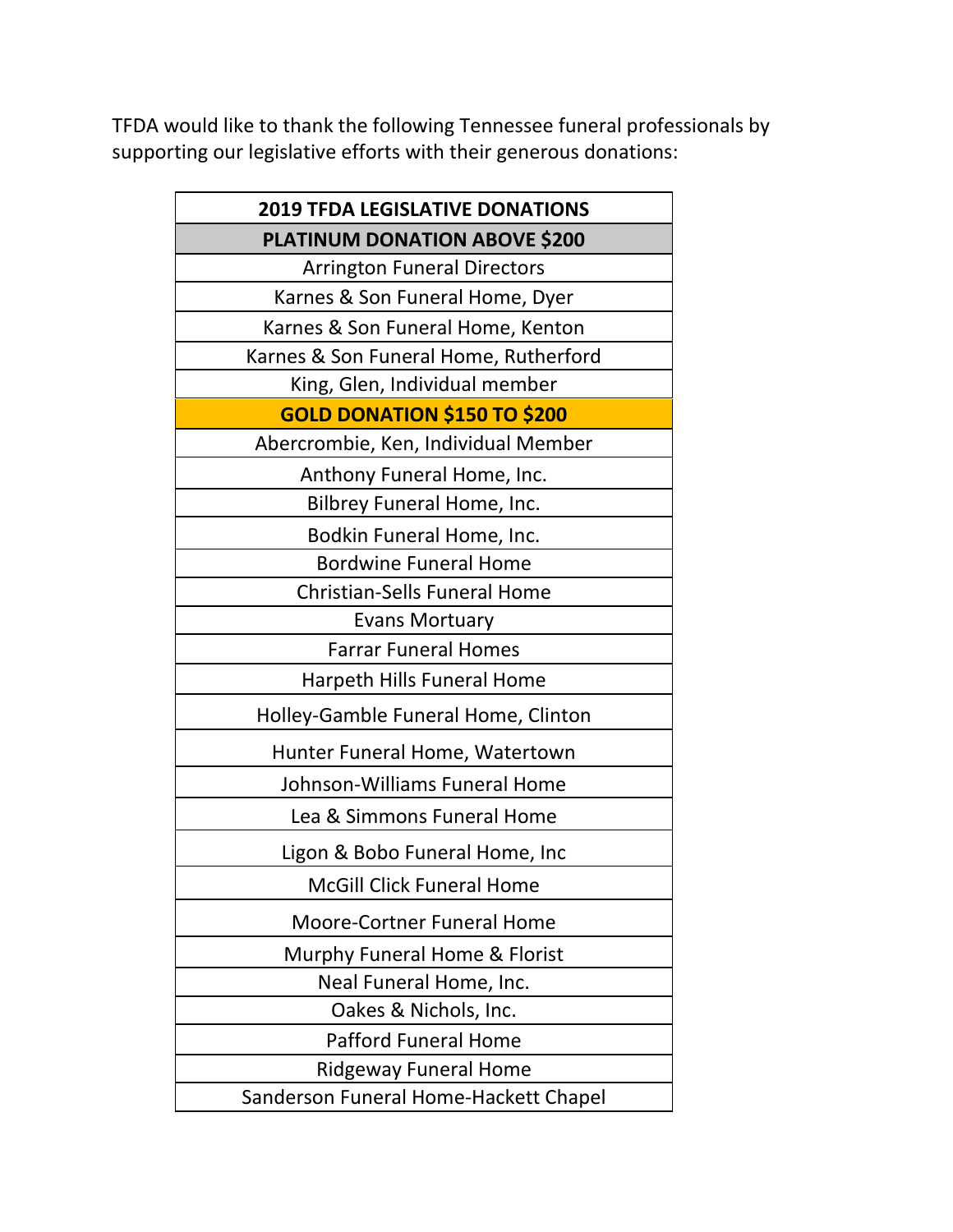TFDA would like to thank the following Tennessee funeral professionals by supporting our legislative efforts with their generous donations:

| 2019 TFDA LEGISLATIVE DONATIONS |
|---|
| **PLATINUM DONATION ABOVE $200** |
| Arrington Funeral Directors |
| Karnes & Son Funeral Home, Dyer |
| Karnes & Son Funeral Home, Kenton |
| Karnes & Son Funeral Home, Rutherford |
| King, Glen, Individual member |
| **GOLD DONATION $150 TO $200** |
| Abercrombie, Ken, Individual Member |
| Anthony Funeral Home, Inc. |
| Bilbrey Funeral Home, Inc. |
| Bodkin Funeral Home, Inc. |
| Bordwine Funeral Home |
| Christian-Sells Funeral Home |
| Evans Mortuary |
| Farrar Funeral Homes |
| Harpeth Hills Funeral Home |
| Holley-Gamble Funeral Home, Clinton |
| Hunter Funeral Home, Watertown |
| Johnson-Williams Funeral Home |
| Lea & Simmons Funeral Home |
| Ligon & Bobo Funeral Home, Inc |
| McGill Click Funeral Home |
| Moore-Cortner Funeral Home |
| Murphy Funeral Home & Florist |
| Neal Funeral Home, Inc. |
| Oakes & Nichols, Inc. |
| Pafford Funeral Home |
| Ridgeway Funeral Home |
| Sanderson Funeral Home-Hackett Chapel |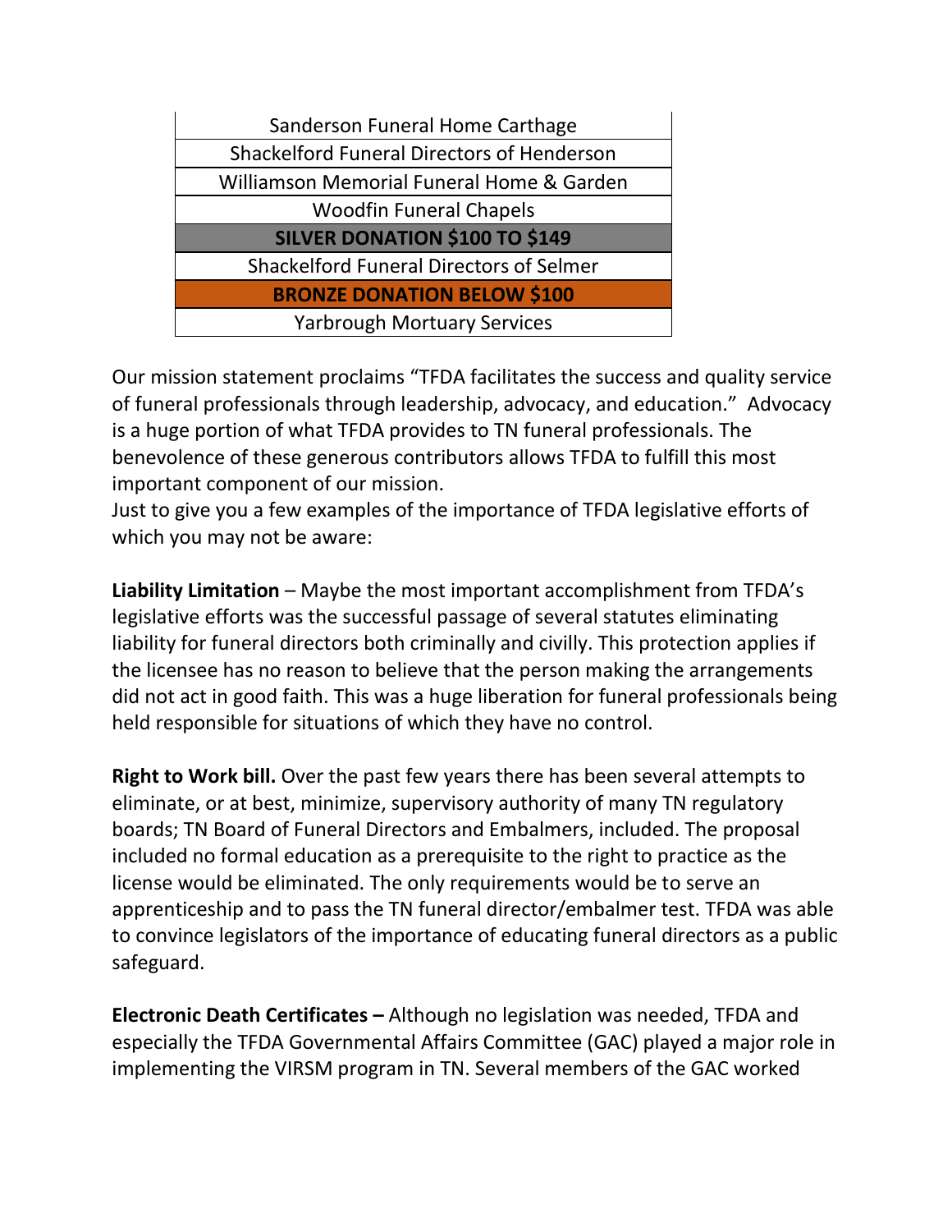| Sanderson Funeral Home Carthage |
|---|
| Shackelford Funeral Directors of Henderson |
| Williamson Memorial Funeral Home & Garden |
| Woodfin Funeral Chapels |
| **SILVER DONATION $100 TO $149** |
| Shackelford Funeral Directors of Selmer |
| **BRONZE DONATION BELOW $100** |
| Yarbrough Mortuary Services |

Our mission statement proclaims "TFDA facilitates the success and quality service of funeral professionals through leadership, advocacy, and education." Advocacy is a huge portion of what TFDA provides to TN funeral professionals. The benevolence of these generous contributors allows TFDA to fulfill this most important component of our mission.
Just to give you a few examples of the importance of TFDA legislative efforts of which you may not be aware:

**Liability Limitation** – Maybe the most important accomplishment from TFDA's legislative efforts was the successful passage of several statutes eliminating liability for funeral directors both criminally and civilly. This protection applies if the licensee has no reason to believe that the person making the arrangements did not act in good faith. This was a huge liberation for funeral professionals being held responsible for situations of which they have no control.

**Right to Work bill.** Over the past few years there has been several attempts to eliminate, or at best, minimize, supervisory authority of many TN regulatory boards; TN Board of Funeral Directors and Embalmers, included. The proposal included no formal education as a prerequisite to the right to practice as the license would be eliminated. The only requirements would be to serve an apprenticeship and to pass the TN funeral director/embalmer test. TFDA was able to convince legislators of the importance of educating funeral directors as a public safeguard.

**Electronic Death Certificates –** Although no legislation was needed, TFDA and especially the TFDA Governmental Affairs Committee (GAC) played a major role in implementing the VIRSM program in TN. Several members of the GAC worked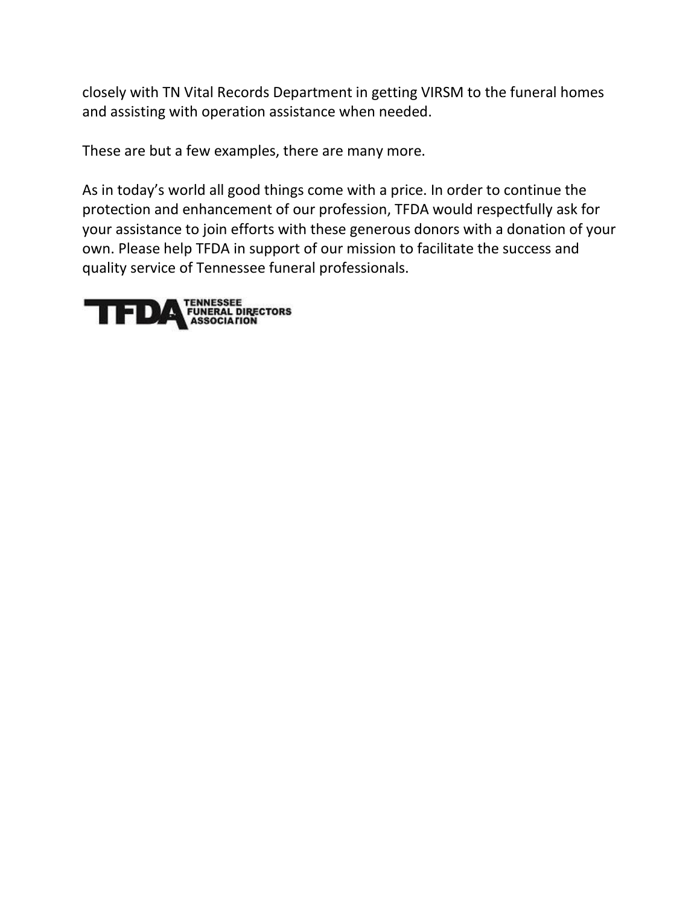closely with TN Vital Records Department in getting VIRSM to the funeral homes and assisting with operation assistance when needed.

These are but a few examples, there are many more.

As in today's world all good things come with a price. In order to continue the protection and enhancement of our profession, TFDA would respectfully ask for your assistance to join efforts with these generous donors with a donation of your own. Please help TFDA in support of our mission to facilitate the success and quality service of Tennessee funeral professionals.

TFDA TENNESSEE FUNERAL DIRECTORS ASSOCIATION